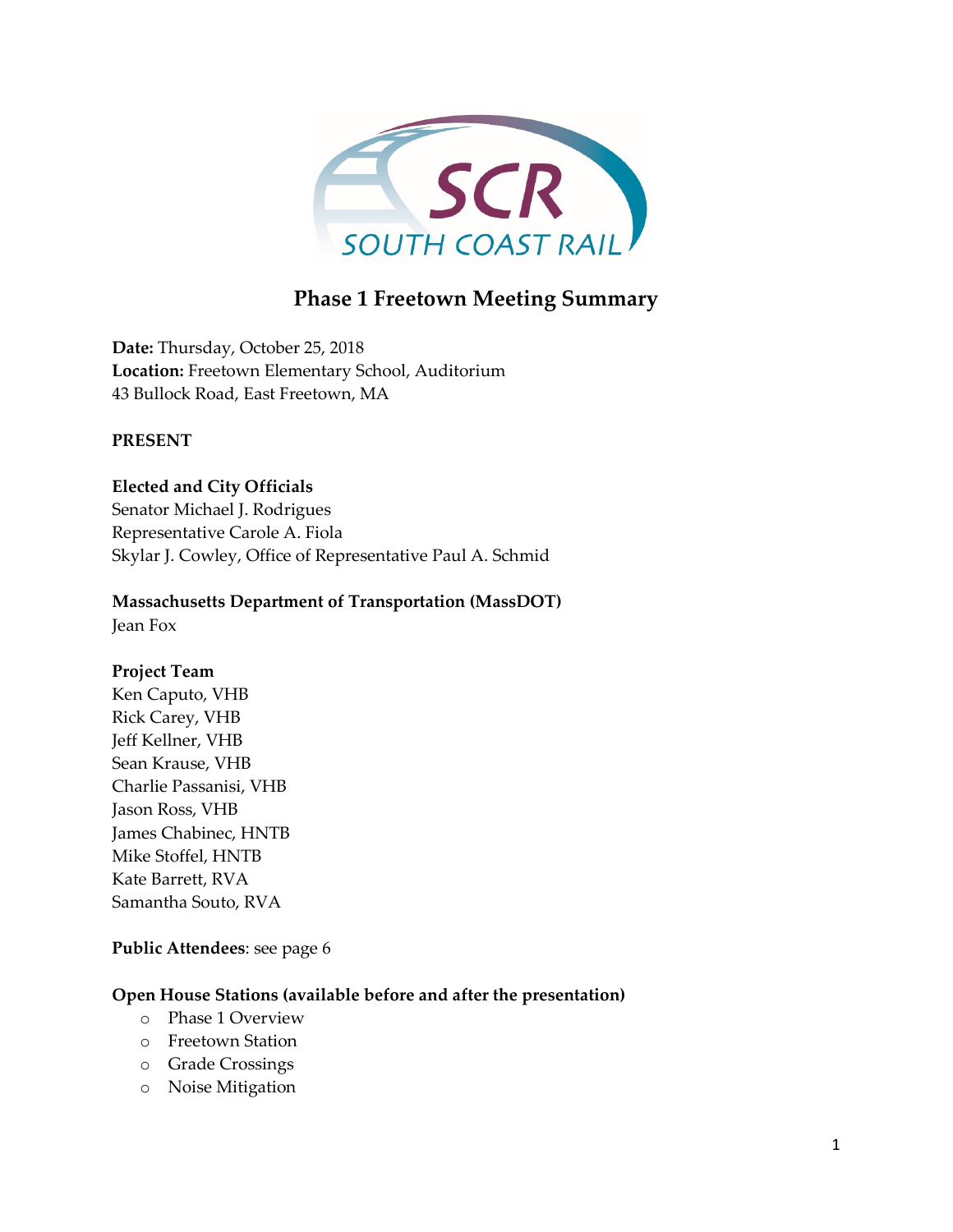# Phase 1 Freetown Meeting Summary

**Date:** Thursday, October 25, 2018
**Location:** Freetown Elementary School, Auditorium
43 Bullock Road, East Freetown, MA

**PRESENT**

**Elected and City Officials**
Senator Michael J. Rodrigues
Representative Carole A. Fiola
Skylar J. Cowley, Office of Representative Paul A. Schmid

**Massachusetts Department of Transportation (MassDOT)**
Jean Fox

**Project Team**
Ken Caputo, VHB
Rick Carey, VHB
Jeff Kellner, VHB
Sean Krause, VHB
Charlie Passanisi, VHB
Jason Ross, VHB
James Chabinec, HNTB
Mike Stoffel, HNTB
Kate Barrett, RVA
Samantha Souto, RVA

**Public Attendees**: see page 6

**Open House Stations (available before and after the presentation)**

- Phase 1 Overview
- Freetown Station
- Grade Crossings
- Noise Mitigation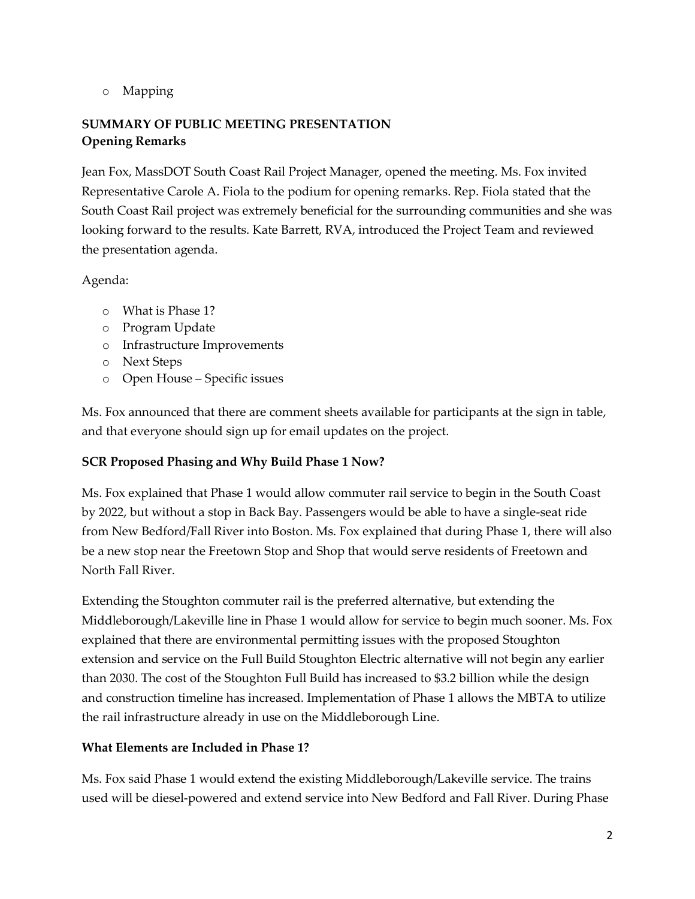- Mapping

**SUMMARY OF PUBLIC MEETING PRESENTATION**
**Opening Remarks**

Jean Fox, MassDOT South Coast Rail Project Manager, opened the meeting. Ms. Fox invited Representative Carole A. Fiola to the podium for opening remarks. Rep. Fiola stated that the South Coast Rail project was extremely beneficial for the surrounding communities and she was looking forward to the results. Kate Barrett, RVA, introduced the Project Team and reviewed the presentation agenda.

Agenda:

- What is Phase 1?
- Program Update
- Infrastructure Improvements
- Next Steps
- Open House – Specific issues

Ms. Fox announced that there are comment sheets available for participants at the sign in table, and that everyone should sign up for email updates on the project.

**SCR Proposed Phasing and Why Build Phase 1 Now?**

Ms. Fox explained that Phase 1 would allow commuter rail service to begin in the South Coast by 2022, but without a stop in Back Bay. Passengers would be able to have a single-seat ride from New Bedford/Fall River into Boston. Ms. Fox explained that during Phase 1, there will also be a new stop near the Freetown Stop and Shop that would serve residents of Freetown and North Fall River.

Extending the Stoughton commuter rail is the preferred alternative, but extending the Middleborough/Lakeville line in Phase 1 would allow for service to begin much sooner. Ms. Fox explained that there are environmental permitting issues with the proposed Stoughton extension and service on the Full Build Stoughton Electric alternative will not begin any earlier than 2030. The cost of the Stoughton Full Build has increased to $3.2 billion while the design and construction timeline has increased. Implementation of Phase 1 allows the MBTA to utilize the rail infrastructure already in use on the Middleborough Line.

**What Elements are Included in Phase 1?**

Ms. Fox said Phase 1 would extend the existing Middleborough/Lakeville service. The trains used will be diesel-powered and extend service into New Bedford and Fall River. During Phase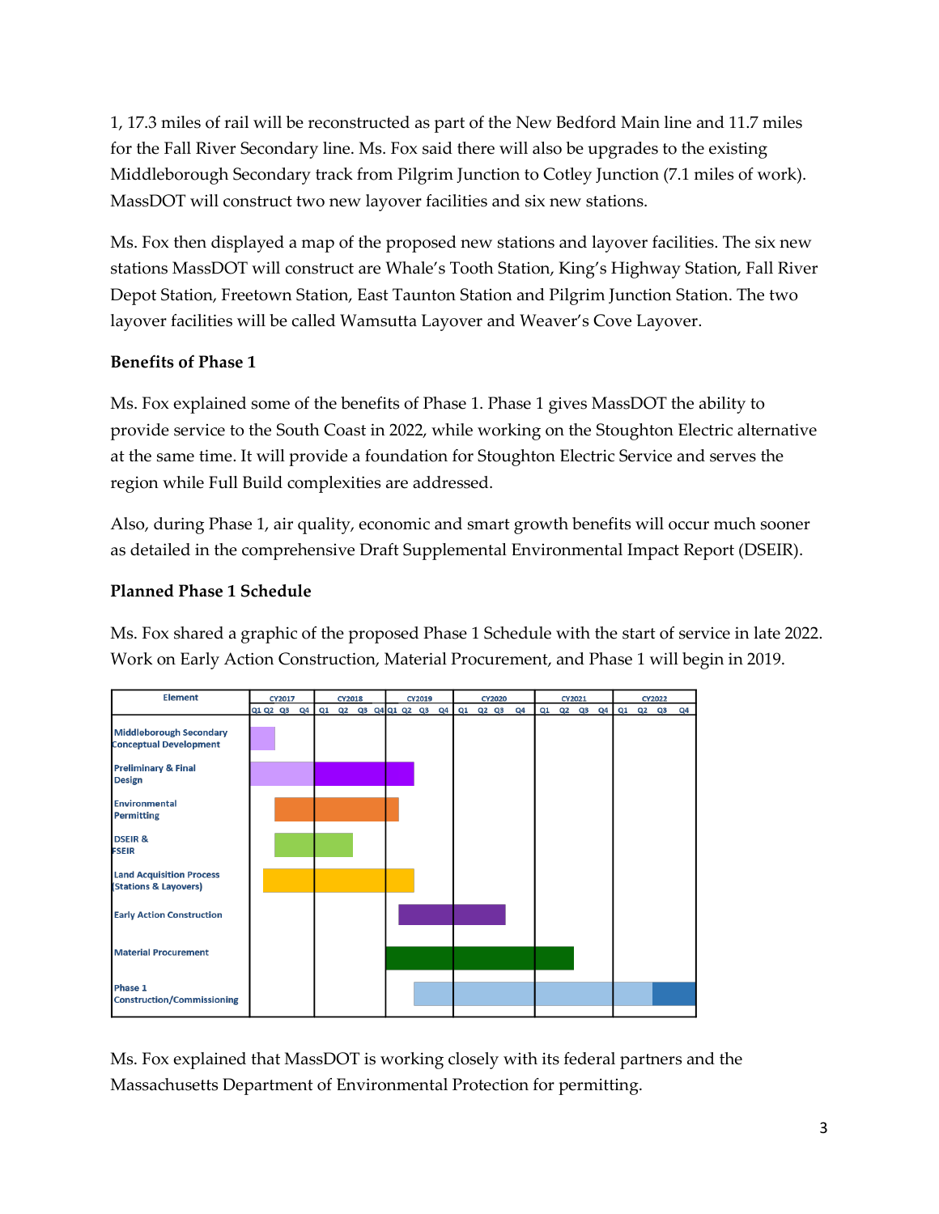1, 17.3 miles of rail will be reconstructed as part of the New Bedford Main line and 11.7 miles for the Fall River Secondary line. Ms. Fox said there will also be upgrades to the existing Middleborough Secondary track from Pilgrim Junction to Cotley Junction (7.1 miles of work). MassDOT will construct two new layover facilities and six new stations.

Ms. Fox then displayed a map of the proposed new stations and layover facilities. The six new stations MassDOT will construct are Whale's Tooth Station, King's Highway Station, Fall River Depot Station, Freetown Station, East Taunton Station and Pilgrim Junction Station. The two layover facilities will be called Wamsutta Layover and Weaver's Cove Layover.

**Benefits of Phase 1**

Ms. Fox explained some of the benefits of Phase 1. Phase 1 gives MassDOT the ability to provide service to the South Coast in 2022, while working on the Stoughton Electric alternative at the same time. It will provide a foundation for Stoughton Electric Service and serves the region while Full Build complexities are addressed.

Also, during Phase 1, air quality, economic and smart growth benefits will occur much sooner as detailed in the comprehensive Draft Supplemental Environmental Impact Report (DSEIR).

**Planned Phase 1 Schedule**

Ms. Fox shared a graphic of the proposed Phase 1 Schedule with the start of service in late 2022. Work on Early Action Construction, Material Procurement, and Phase 1 will begin in 2019.

| Element | Schedule (CY2017 – CY2022) |
|---|---|
| Middleborough Secondary Conceptual Development | CY2017 Q1 – Q2 |
| Preliminary & Final Design | CY2017 Q1 – CY2019 Q2 |
| Environmental Permitting | CY2017 Q2 – CY2019 Q1 |
| DSEIR & FSEIR | CY2017 Q2 – CY2018 Q2 |
| Land Acquisition Process (Stations & Layovers) | CY2017 Q2 – CY2019 Q2 |
| Early Action Construction | CY2019 Q2 – CY2020 Q3 |
| Material Procurement | CY2019 Q1 – CY2021 Q2 |
| Phase 1 Construction/Commissioning | CY2019 Q3 – CY2022 Q4 |

Ms. Fox explained that MassDOT is working closely with its federal partners and the Massachusetts Department of Environmental Protection for permitting.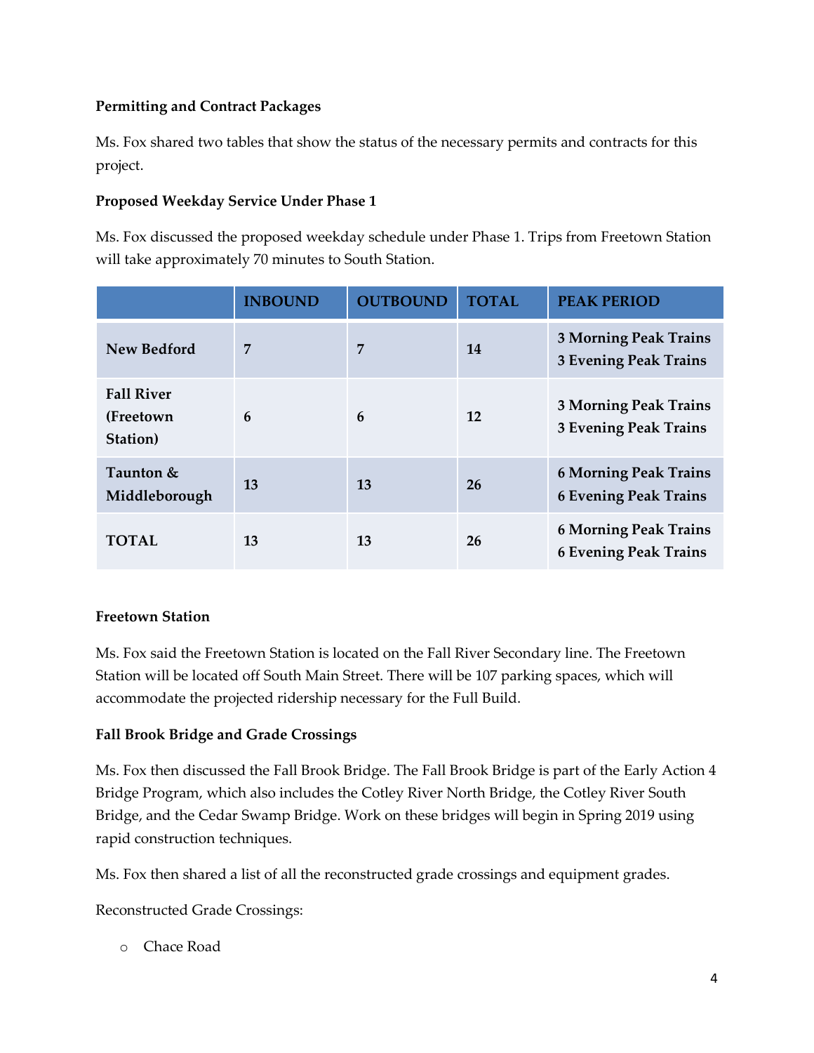**Permitting and Contract Packages**

Ms. Fox shared two tables that show the status of the necessary permits and contracts for this project.

**Proposed Weekday Service Under Phase 1**

Ms. Fox discussed the proposed weekday schedule under Phase 1. Trips from Freetown Station will take approximately 70 minutes to South Station.

| | INBOUND | OUTBOUND | TOTAL | PEAK PERIOD |
|---|---|---|---|---|
| **New Bedford** | **7** | **7** | **14** | **3 Morning Peak Trains**<br>**3 Evening Peak Trains** |
| **Fall River (Freetown Station)** | **6** | **6** | **12** | **3 Morning Peak Trains**<br>**3 Evening Peak Trains** |
| **Taunton & Middleborough** | **13** | **13** | **26** | **6 Morning Peak Trains**<br>**6 Evening Peak Trains** |
| **TOTAL** | **13** | **13** | **26** | **6 Morning Peak Trains**<br>**6 Evening Peak Trains** |

**Freetown Station**

Ms. Fox said the Freetown Station is located on the Fall River Secondary line. The Freetown Station will be located off South Main Street. There will be 107 parking spaces, which will accommodate the projected ridership necessary for the Full Build.

**Fall Brook Bridge and Grade Crossings**

Ms. Fox then discussed the Fall Brook Bridge. The Fall Brook Bridge is part of the Early Action 4 Bridge Program, which also includes the Cotley River North Bridge, the Cotley River South Bridge, and the Cedar Swamp Bridge. Work on these bridges will begin in Spring 2019 using rapid construction techniques.

Ms. Fox then shared a list of all the reconstructed grade crossings and equipment grades.

Reconstructed Grade Crossings:

- Chace Road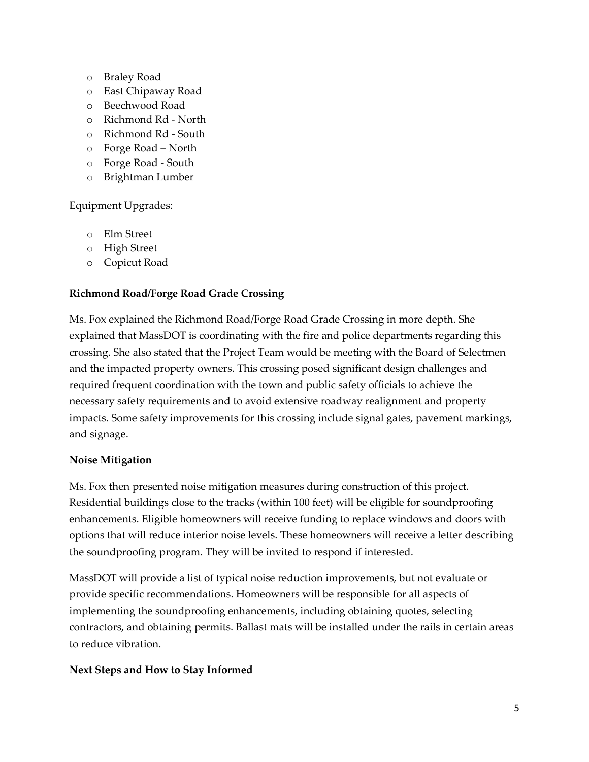- Braley Road
- East Chipaway Road
- Beechwood Road
- Richmond Rd - North
- Richmond Rd - South
- Forge Road – North
- Forge Road - South
- Brightman Lumber

Equipment Upgrades:

- Elm Street
- High Street
- Copicut Road

**Richmond Road/Forge Road Grade Crossing**

Ms. Fox explained the Richmond Road/Forge Road Grade Crossing in more depth. She explained that MassDOT is coordinating with the fire and police departments regarding this crossing. She also stated that the Project Team would be meeting with the Board of Selectmen and the impacted property owners. This crossing posed significant design challenges and required frequent coordination with the town and public safety officials to achieve the necessary safety requirements and to avoid extensive roadway realignment and property impacts. Some safety improvements for this crossing include signal gates, pavement markings, and signage.

**Noise Mitigation**

Ms. Fox then presented noise mitigation measures during construction of this project. Residential buildings close to the tracks (within 100 feet) will be eligible for soundproofing enhancements. Eligible homeowners will receive funding to replace windows and doors with options that will reduce interior noise levels. These homeowners will receive a letter describing the soundproofing program. They will be invited to respond if interested.

MassDOT will provide a list of typical noise reduction improvements, but not evaluate or provide specific recommendations. Homeowners will be responsible for all aspects of implementing the soundproofing enhancements, including obtaining quotes, selecting contractors, and obtaining permits. Ballast mats will be installed under the rails in certain areas to reduce vibration.

**Next Steps and How to Stay Informed**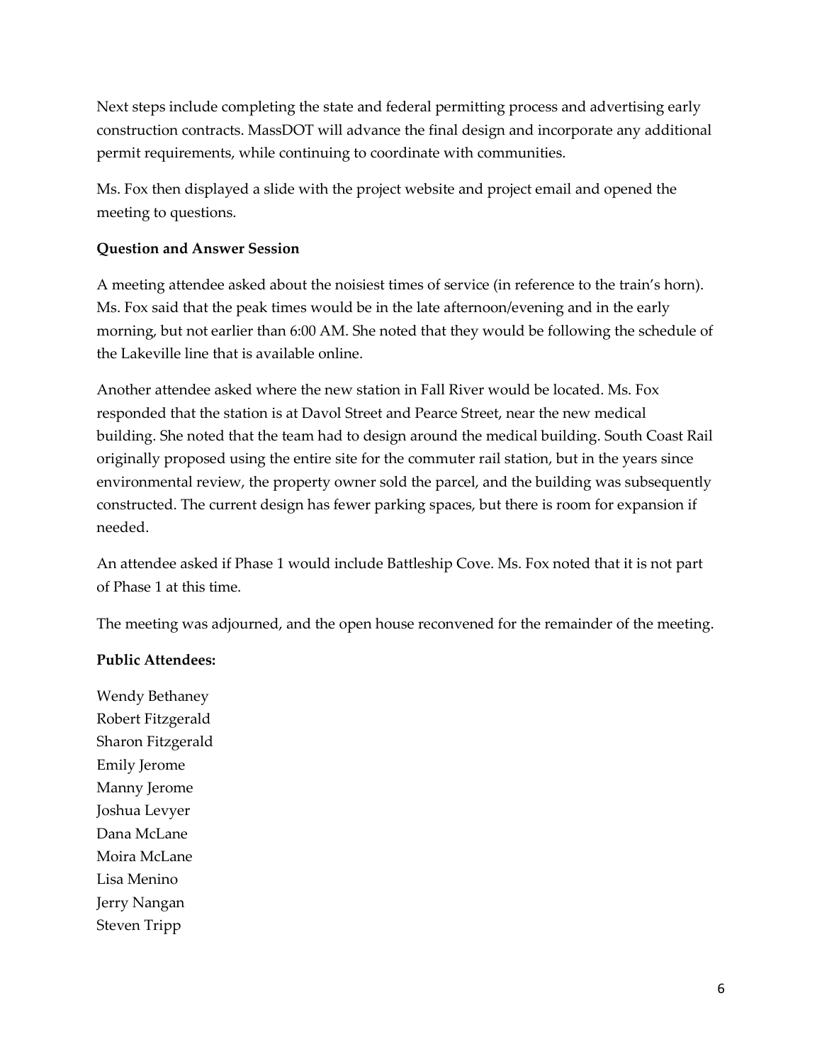Next steps include completing the state and federal permitting process and advertising early construction contracts. MassDOT will advance the final design and incorporate any additional permit requirements, while continuing to coordinate with communities.

Ms. Fox then displayed a slide with the project website and project email and opened the meeting to questions.

**Question and Answer Session**

A meeting attendee asked about the noisiest times of service (in reference to the train's horn). Ms. Fox said that the peak times would be in the late afternoon/evening and in the early morning, but not earlier than 6:00 AM. She noted that they would be following the schedule of the Lakeville line that is available online.

Another attendee asked where the new station in Fall River would be located. Ms. Fox responded that the station is at Davol Street and Pearce Street, near the new medical building. She noted that the team had to design around the medical building. South Coast Rail originally proposed using the entire site for the commuter rail station, but in the years since environmental review, the property owner sold the parcel, and the building was subsequently constructed. The current design has fewer parking spaces, but there is room for expansion if needed.

An attendee asked if Phase 1 would include Battleship Cove. Ms. Fox noted that it is not part of Phase 1 at this time.

The meeting was adjourned, and the open house reconvened for the remainder of the meeting.

**Public Attendees:**

Wendy Bethaney
Robert Fitzgerald
Sharon Fitzgerald
Emily Jerome
Manny Jerome
Joshua Levyer
Dana McLane
Moira McLane
Lisa Menino
Jerry Nangan
Steven Tripp